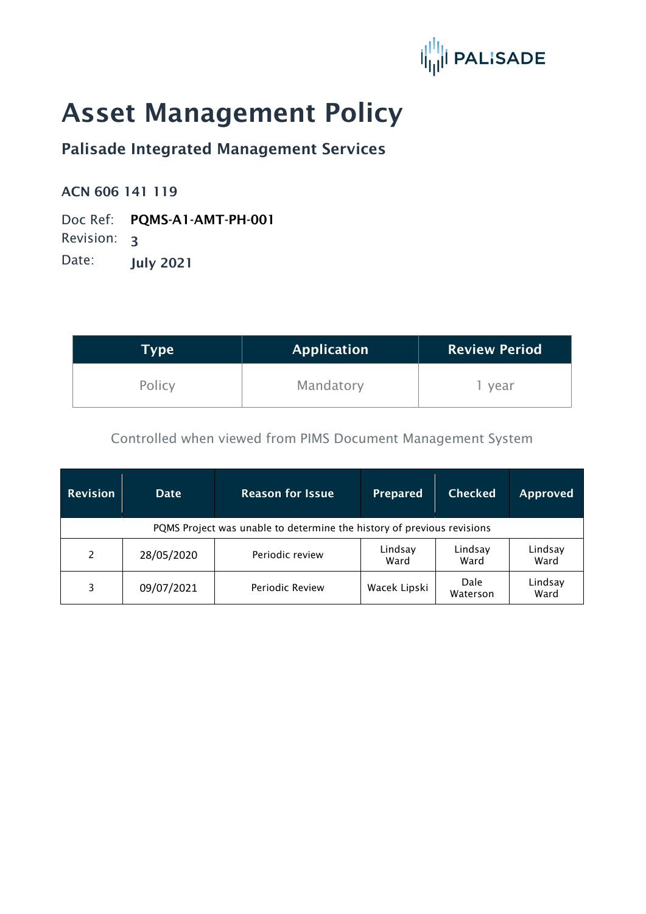PALISADE

# Asset Management Policy

## Palisade Integrated Management Services

**ACN 606 141 119**

Doc Ref: **PQMS-A1-AMT-PH-001**
Revision: **3**
Date: **July 2021**

| Type | Application | Review Period |
|---|---|---|
| Policy | Mandatory | 1 year |

Controlled when viewed from PIMS Document Management System

| Revision | Date | Reason for Issue | Prepared | Checked | Approved |
|---|---|---|---|---|---|
| PQMS Project was unable to determine the history of previous revisions | | | | | |
| 2 | 28/05/2020 | Periodic review | Lindsay Ward | Lindsay Ward | Lindsay Ward |
| 3 | 09/07/2021 | Periodic Review | Wacek Lipski | Dale Waterson | Lindsay Ward |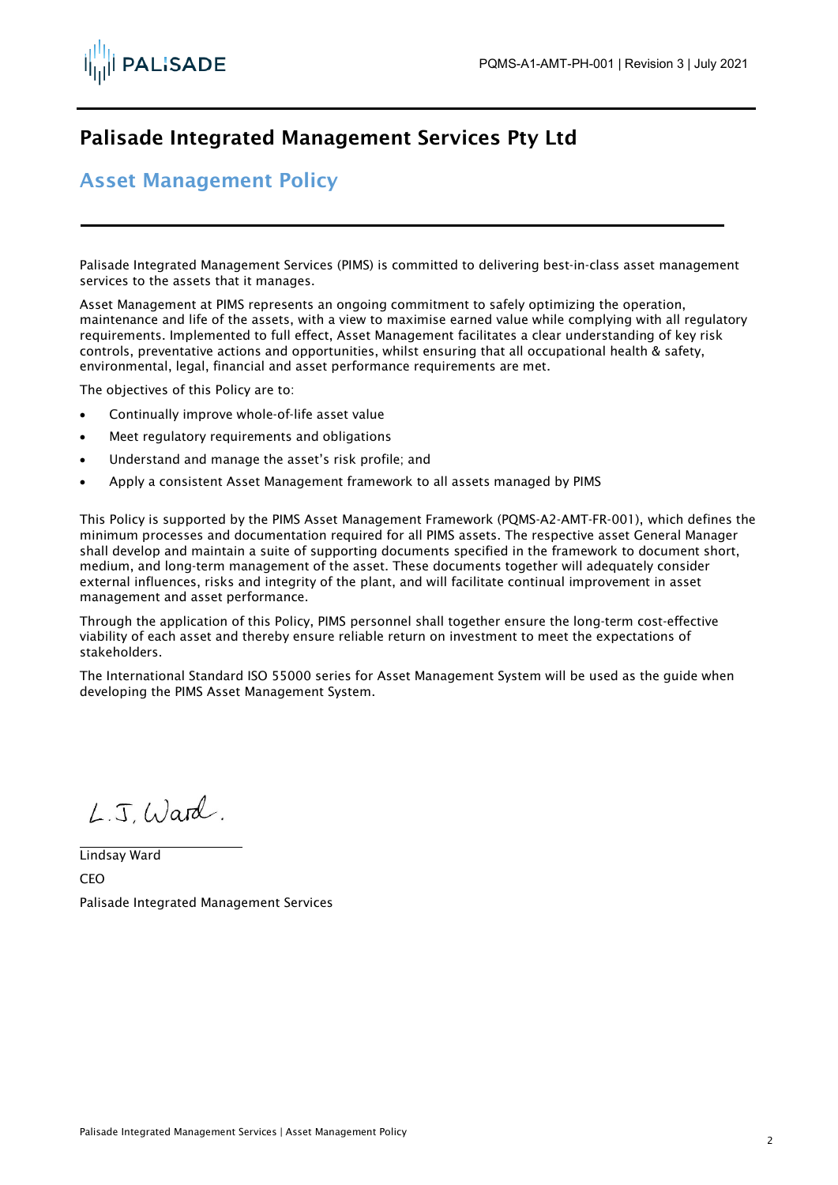# Palisade Integrated Management Services Pty Ltd

## Asset Management Policy

Palisade Integrated Management Services (PIMS) is committed to delivering best-in-class asset management services to the assets that it manages.

Asset Management at PIMS represents an ongoing commitment to safely optimizing the operation, maintenance and life of the assets, with a view to maximise earned value while complying with all regulatory requirements. Implemented to full effect, Asset Management facilitates a clear understanding of key risk controls, preventative actions and opportunities, whilst ensuring that all occupational health & safety, environmental, legal, financial and asset performance requirements are met.

The objectives of this Policy are to:

- Continually improve whole-of-life asset value
- Meet regulatory requirements and obligations
- Understand and manage the asset's risk profile; and
- Apply a consistent Asset Management framework to all assets managed by PIMS

This Policy is supported by the PIMS Asset Management Framework (PQMS-A2-AMT-FR-001), which defines the minimum processes and documentation required for all PIMS assets. The respective asset General Manager shall develop and maintain a suite of supporting documents specified in the framework to document short, medium, and long-term management of the asset. These documents together will adequately consider external influences, risks and integrity of the plant, and will facilitate continual improvement in asset management and asset performance.

Through the application of this Policy, PIMS personnel shall together ensure the long-term cost-effective viability of each asset and thereby ensure reliable return on investment to meet the expectations of stakeholders.

The International Standard ISO 55000 series for Asset Management System will be used as the guide when developing the PIMS Asset Management System.

L.J. Ward.

Lindsay Ward

CEO

Palisade Integrated Management Services